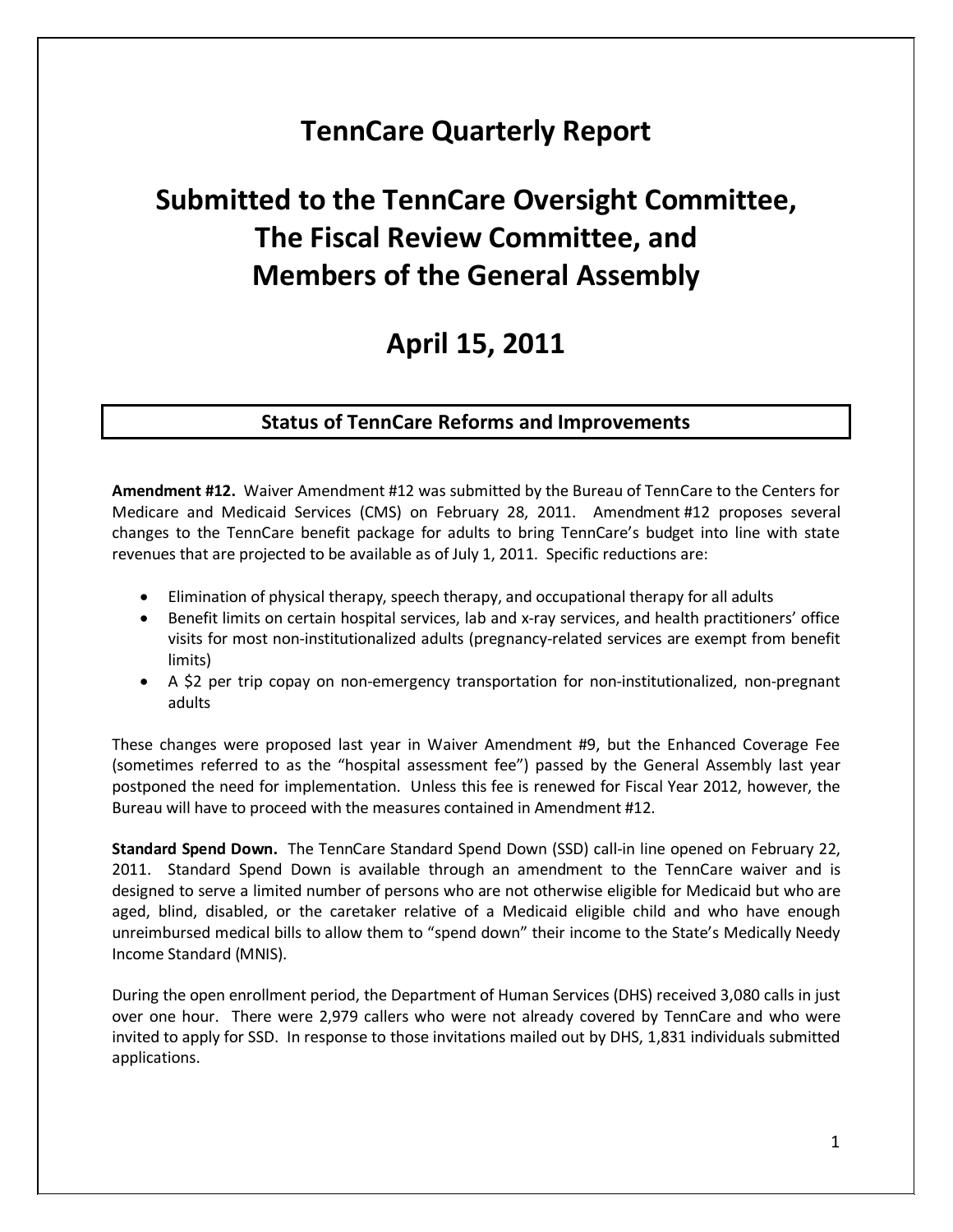# TennCare Quarterly Report

# Submitted to the TennCare Oversight Committee, The Fiscal Review Committee, and Members of the General Assembly

# April 15, 2011

## Status of TennCare Reforms and Improvements

**Amendment #12.** Waiver Amendment #12 was submitted by the Bureau of TennCare to the Centers for Medicare and Medicaid Services (CMS) on February 28, 2011. Amendment #12 proposes several changes to the TennCare benefit package for adults to bring TennCare's budget into line with state revenues that are projected to be available as of July 1, 2011. Specific reductions are:

- Elimination of physical therapy, speech therapy, and occupational therapy for all adults
- Benefit limits on certain hospital services, lab and x-ray services, and health practitioners' office visits for most non-institutionalized adults (pregnancy-related services are exempt from benefit limits)
- A $2 per trip copay on non-emergency transportation for non-institutionalized, non-pregnant adults

These changes were proposed last year in Waiver Amendment #9, but the Enhanced Coverage Fee (sometimes referred to as the "hospital assessment fee") passed by the General Assembly last year postponed the need for implementation. Unless this fee is renewed for Fiscal Year 2012, however, the Bureau will have to proceed with the measures contained in Amendment #12.

**Standard Spend Down.** The TennCare Standard Spend Down (SSD) call-in line opened on February 22, 2011. Standard Spend Down is available through an amendment to the TennCare waiver and is designed to serve a limited number of persons who are not otherwise eligible for Medicaid but who are aged, blind, disabled, or the caretaker relative of a Medicaid eligible child and who have enough unreimbursed medical bills to allow them to "spend down" their income to the State's Medically Needy Income Standard (MNIS).

During the open enrollment period, the Department of Human Services (DHS) received 3,080 calls in just over one hour. There were 2,979 callers who were not already covered by TennCare and who were invited to apply for SSD. In response to those invitations mailed out by DHS, 1,831 individuals submitted applications.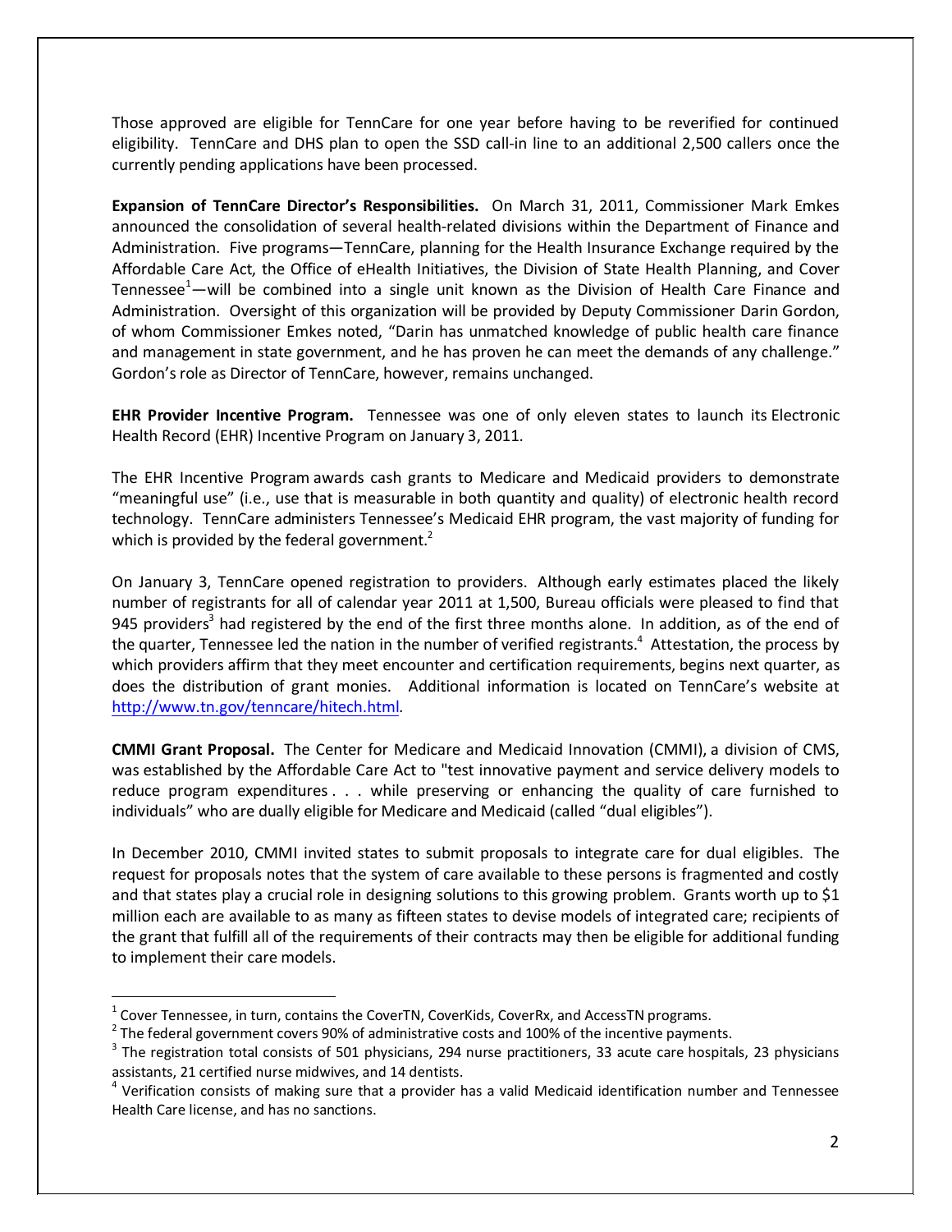Those approved are eligible for TennCare for one year before having to be reverified for continued eligibility. TennCare and DHS plan to open the SSD call-in line to an additional 2,500 callers once the currently pending applications have been processed.

**Expansion of TennCare Director's Responsibilities.** On March 31, 2011, Commissioner Mark Emkes announced the consolidation of several health-related divisions within the Department of Finance and Administration. Five programs—TennCare, planning for the Health Insurance Exchange required by the Affordable Care Act, the Office of eHealth Initiatives, the Division of State Health Planning, and Cover Tennessee[1]—will be combined into a single unit known as the Division of Health Care Finance and Administration. Oversight of this organization will be provided by Deputy Commissioner Darin Gordon, of whom Commissioner Emkes noted, "Darin has unmatched knowledge of public health care finance and management in state government, and he has proven he can meet the demands of any challenge." Gordon's role as Director of TennCare, however, remains unchanged.

**EHR Provider Incentive Program.** Tennessee was one of only eleven states to launch its Electronic Health Record (EHR) Incentive Program on January 3, 2011.

The EHR Incentive Program awards cash grants to Medicare and Medicaid providers to demonstrate "meaningful use" (i.e., use that is measurable in both quantity and quality) of electronic health record technology. TennCare administers Tennessee's Medicaid EHR program, the vast majority of funding for which is provided by the federal government.[2]

On January 3, TennCare opened registration to providers. Although early estimates placed the likely number of registrants for all of calendar year 2011 at 1,500, Bureau officials were pleased to find that 945 providers[3] had registered by the end of the first three months alone. In addition, as of the end of the quarter, Tennessee led the nation in the number of verified registrants.[4] Attestation, the process by which providers affirm that they meet encounter and certification requirements, begins next quarter, as does the distribution of grant monies. Additional information is located on TennCare's website at http://www.tn.gov/tenncare/hitech.html.

**CMMI Grant Proposal.** The Center for Medicare and Medicaid Innovation (CMMI), a division of CMS, was established by the Affordable Care Act to "test innovative payment and service delivery models to reduce program expenditures . . . while preserving or enhancing the quality of care furnished to individuals" who are dually eligible for Medicare and Medicaid (called "dual eligibles").

In December 2010, CMMI invited states to submit proposals to integrate care for dual eligibles. The request for proposals notes that the system of care available to these persons is fragmented and costly and that states play a crucial role in designing solutions to this growing problem. Grants worth up to $1 million each are available to as many as fifteen states to devise models of integrated care; recipients of the grant that fulfill all of the requirements of their contracts may then be eligible for additional funding to implement their care models.

---

[1] Cover Tennessee, in turn, contains the CoverTN, CoverKids, CoverRx, and AccessTN programs.

[2] The federal government covers 90% of administrative costs and 100% of the incentive payments.

[3] The registration total consists of 501 physicians, 294 nurse practitioners, 33 acute care hospitals, 23 physicians assistants, 21 certified nurse midwives, and 14 dentists.

[4] Verification consists of making sure that a provider has a valid Medicaid identification number and Tennessee Health Care license, and has no sanctions.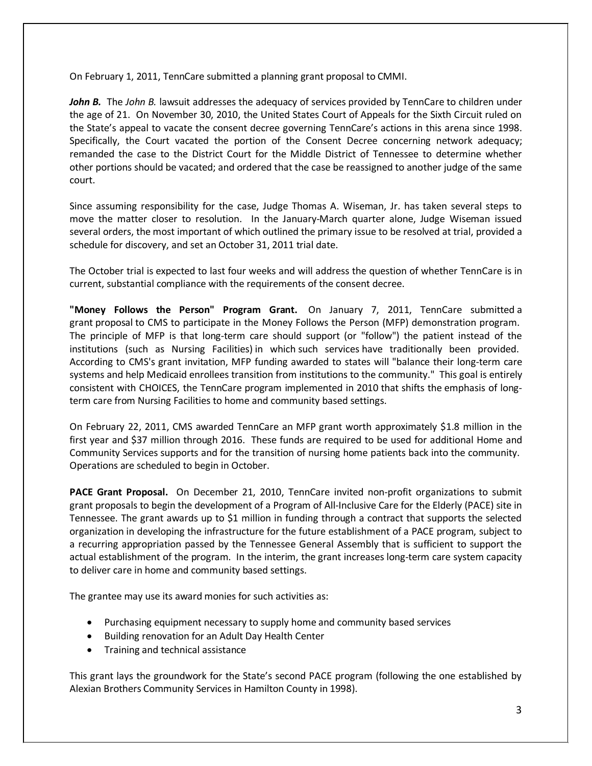On February 1, 2011, TennCare submitted a planning grant proposal to CMMI.

***John B.*** The *John B.* lawsuit addresses the adequacy of services provided by TennCare to children under the age of 21. On November 30, 2010, the United States Court of Appeals for the Sixth Circuit ruled on the State's appeal to vacate the consent decree governing TennCare's actions in this arena since 1998. Specifically, the Court vacated the portion of the Consent Decree concerning network adequacy; remanded the case to the District Court for the Middle District of Tennessee to determine whether other portions should be vacated; and ordered that the case be reassigned to another judge of the same court.

Since assuming responsibility for the case, Judge Thomas A. Wiseman, Jr. has taken several steps to move the matter closer to resolution. In the January-March quarter alone, Judge Wiseman issued several orders, the most important of which outlined the primary issue to be resolved at trial, provided a schedule for discovery, and set an October 31, 2011 trial date.

The October trial is expected to last four weeks and will address the question of whether TennCare is in current, substantial compliance with the requirements of the consent decree.

**"Money Follows the Person" Program Grant.** On January 7, 2011, TennCare submitted a grant proposal to CMS to participate in the Money Follows the Person (MFP) demonstration program. The principle of MFP is that long-term care should support (or "follow") the patient instead of the institutions (such as Nursing Facilities) in which such services have traditionally been provided. According to CMS's grant invitation, MFP funding awarded to states will "balance their long-term care systems and help Medicaid enrollees transition from institutions to the community." This goal is entirely consistent with CHOICES, the TennCare program implemented in 2010 that shifts the emphasis of long-term care from Nursing Facilities to home and community based settings.

On February 22, 2011, CMS awarded TennCare an MFP grant worth approximately $1.8 million in the first year and $37 million through 2016. These funds are required to be used for additional Home and Community Services supports and for the transition of nursing home patients back into the community. Operations are scheduled to begin in October.

**PACE Grant Proposal.** On December 21, 2010, TennCare invited non-profit organizations to submit grant proposals to begin the development of a Program of All-Inclusive Care for the Elderly (PACE) site in Tennessee. The grant awards up to $1 million in funding through a contract that supports the selected organization in developing the infrastructure for the future establishment of a PACE program, subject to a recurring appropriation passed by the Tennessee General Assembly that is sufficient to support the actual establishment of the program. In the interim, the grant increases long-term care system capacity to deliver care in home and community based settings.

The grantee may use its award monies for such activities as:

- Purchasing equipment necessary to supply home and community based services
- Building renovation for an Adult Day Health Center
- Training and technical assistance

This grant lays the groundwork for the State's second PACE program (following the one established by Alexian Brothers Community Services in Hamilton County in 1998).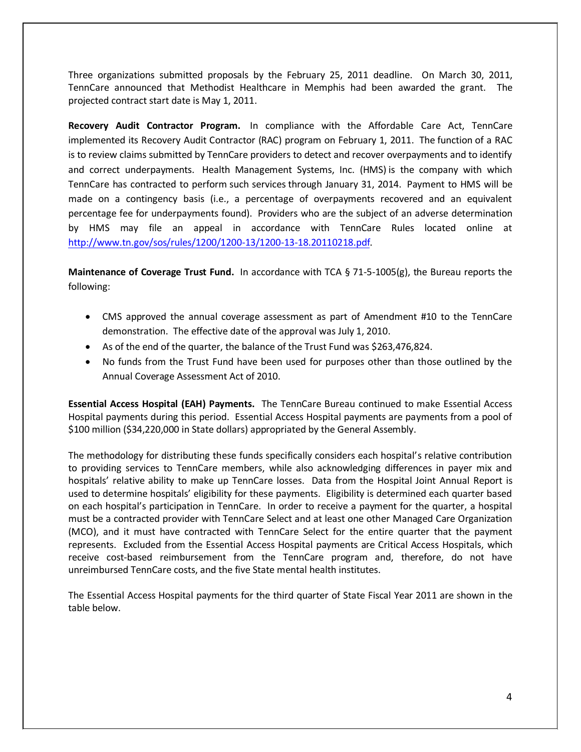Three organizations submitted proposals by the February 25, 2011 deadline. On March 30, 2011, TennCare announced that Methodist Healthcare in Memphis had been awarded the grant. The projected contract start date is May 1, 2011.

**Recovery Audit Contractor Program.** In compliance with the Affordable Care Act, TennCare implemented its Recovery Audit Contractor (RAC) program on February 1, 2011. The function of a RAC is to review claims submitted by TennCare providers to detect and recover overpayments and to identify and correct underpayments. Health Management Systems, Inc. (HMS) is the company with which TennCare has contracted to perform such services through January 31, 2014. Payment to HMS will be made on a contingency basis (i.e., a percentage of overpayments recovered and an equivalent percentage fee for underpayments found). Providers who are the subject of an adverse determination by HMS may file an appeal in accordance with TennCare Rules located online at [http://www.tn.gov/sos/rules/1200/1200-13/1200-13-18.20110218.pdf](http://www.tn.gov/sos/rules/1200/1200-13/1200-13-18.20110218.pdf).

**Maintenance of Coverage Trust Fund.** In accordance with TCA § 71-5-1005(g), the Bureau reports the following:

- CMS approved the annual coverage assessment as part of Amendment #10 to the TennCare demonstration. The effective date of the approval was July 1, 2010.
- As of the end of the quarter, the balance of the Trust Fund was $263,476,824.
- No funds from the Trust Fund have been used for purposes other than those outlined by the Annual Coverage Assessment Act of 2010.

**Essential Access Hospital (EAH) Payments.** The TennCare Bureau continued to make Essential Access Hospital payments during this period. Essential Access Hospital payments are payments from a pool of $100 million ($34,220,000 in State dollars) appropriated by the General Assembly.

The methodology for distributing these funds specifically considers each hospital's relative contribution to providing services to TennCare members, while also acknowledging differences in payer mix and hospitals' relative ability to make up TennCare losses. Data from the Hospital Joint Annual Report is used to determine hospitals' eligibility for these payments. Eligibility is determined each quarter based on each hospital's participation in TennCare. In order to receive a payment for the quarter, a hospital must be a contracted provider with TennCare Select and at least one other Managed Care Organization (MCO), and it must have contracted with TennCare Select for the entire quarter that the payment represents. Excluded from the Essential Access Hospital payments are Critical Access Hospitals, which receive cost-based reimbursement from the TennCare program and, therefore, do not have unreimbursed TennCare costs, and the five State mental health institutes.

The Essential Access Hospital payments for the third quarter of State Fiscal Year 2011 are shown in the table below.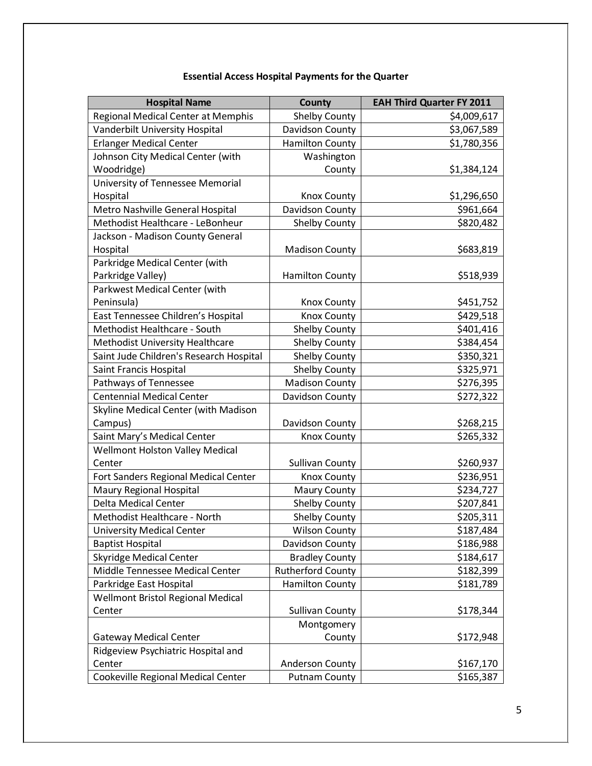## Essential Access Hospital Payments for the Quarter

| Hospital Name | County | EAH Third Quarter FY 2011 |
|---|---|---|
| Regional Medical Center at Memphis | Shelby County | $4,009,617 |
| Vanderbilt University Hospital | Davidson County | $3,067,589 |
| Erlanger Medical Center | Hamilton County | $1,780,356 |
| Johnson City Medical Center (with Woodridge) | Washington County | $1,384,124 |
| University of Tennessee Memorial Hospital | Knox County | $1,296,650 |
| Metro Nashville General Hospital | Davidson County | $961,664 |
| Methodist Healthcare - LeBonheur | Shelby County | $820,482 |
| Jackson - Madison County General Hospital | Madison County | $683,819 |
| Parkridge Medical Center (with Parkridge Valley) | Hamilton County | $518,939 |
| Parkwest Medical Center (with Peninsula) | Knox County | $451,752 |
| East Tennessee Children's Hospital | Knox County | $429,518 |
| Methodist Healthcare - South | Shelby County | $401,416 |
| Methodist University Healthcare | Shelby County | $384,454 |
| Saint Jude Children's Research Hospital | Shelby County | $350,321 |
| Saint Francis Hospital | Shelby County | $325,971 |
| Pathways of Tennessee | Madison County | $276,395 |
| Centennial Medical Center | Davidson County | $272,322 |
| Skyline Medical Center (with Madison Campus) | Davidson County | $268,215 |
| Saint Mary's Medical Center | Knox County | $265,332 |
| Wellmont Holston Valley Medical Center | Sullivan County | $260,937 |
| Fort Sanders Regional Medical Center | Knox County | $236,951 |
| Maury Regional Hospital | Maury County | $234,727 |
| Delta Medical Center | Shelby County | $207,841 |
| Methodist Healthcare - North | Shelby County | $205,311 |
| University Medical Center | Wilson County | $187,484 |
| Baptist Hospital | Davidson County | $186,988 |
| Skyridge Medical Center | Bradley County | $184,617 |
| Middle Tennessee Medical Center | Rutherford County | $182,399 |
| Parkridge East Hospital | Hamilton County | $181,789 |
| Wellmont Bristol Regional Medical Center | Sullivan County | $178,344 |
| Gateway Medical Center | Montgomery County | $172,948 |
| Ridgeview Psychiatric Hospital and Center | Anderson County | $167,170 |
| Cookeville Regional Medical Center | Putnam County | $165,387 |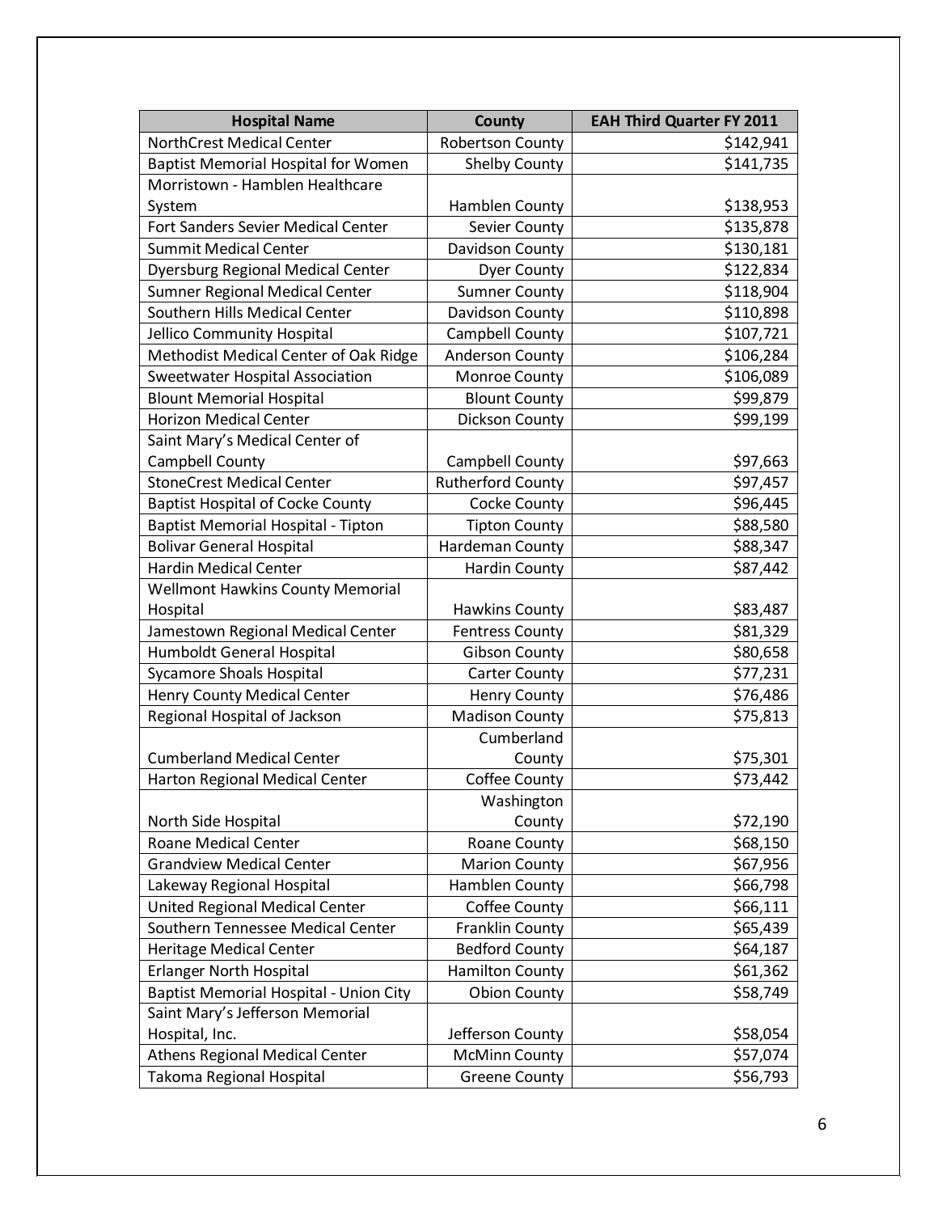| Hospital Name | County | EAH Third Quarter FY 2011 |
|---|---|---|
| NorthCrest Medical Center | Robertson County | $142,941 |
| Baptist Memorial Hospital for Women | Shelby County | $141,735 |
| Morristown - Hamblen Healthcare System | Hamblen County | $138,953 |
| Fort Sanders Sevier Medical Center | Sevier County | $135,878 |
| Summit Medical Center | Davidson County | $130,181 |
| Dyersburg Regional Medical Center | Dyer County | $122,834 |
| Sumner Regional Medical Center | Sumner County | $118,904 |
| Southern Hills Medical Center | Davidson County | $110,898 |
| Jellico Community Hospital | Campbell County | $107,721 |
| Methodist Medical Center of Oak Ridge | Anderson County | $106,284 |
| Sweetwater Hospital Association | Monroe County | $106,089 |
| Blount Memorial Hospital | Blount County | $99,879 |
| Horizon Medical Center | Dickson County | $99,199 |
| Saint Mary's Medical Center of Campbell County | Campbell County | $97,663 |
| StoneCrest Medical Center | Rutherford County | $97,457 |
| Baptist Hospital of Cocke County | Cocke County | $96,445 |
| Baptist Memorial Hospital - Tipton | Tipton County | $88,580 |
| Bolivar General Hospital | Hardeman County | $88,347 |
| Hardin Medical Center | Hardin County | $87,442 |
| Wellmont Hawkins County Memorial Hospital | Hawkins County | $83,487 |
| Jamestown Regional Medical Center | Fentress County | $81,329 |
| Humboldt General Hospital | Gibson County | $80,658 |
| Sycamore Shoals Hospital | Carter County | $77,231 |
| Henry County Medical Center | Henry County | $76,486 |
| Regional Hospital of Jackson | Madison County | $75,813 |
| Cumberland Medical Center | Cumberland County | $75,301 |
| Harton Regional Medical Center | Coffee County | $73,442 |
| North Side Hospital | Washington County | $72,190 |
| Roane Medical Center | Roane County | $68,150 |
| Grandview Medical Center | Marion County | $67,956 |
| Lakeway Regional Hospital | Hamblen County | $66,798 |
| United Regional Medical Center | Coffee County | $66,111 |
| Southern Tennessee Medical Center | Franklin County | $65,439 |
| Heritage Medical Center | Bedford County | $64,187 |
| Erlanger North Hospital | Hamilton County | $61,362 |
| Baptist Memorial Hospital - Union City | Obion County | $58,749 |
| Saint Mary's Jefferson Memorial Hospital, Inc. | Jefferson County | $58,054 |
| Athens Regional Medical Center | McMinn County | $57,074 |
| Takoma Regional Hospital | Greene County | $56,793 |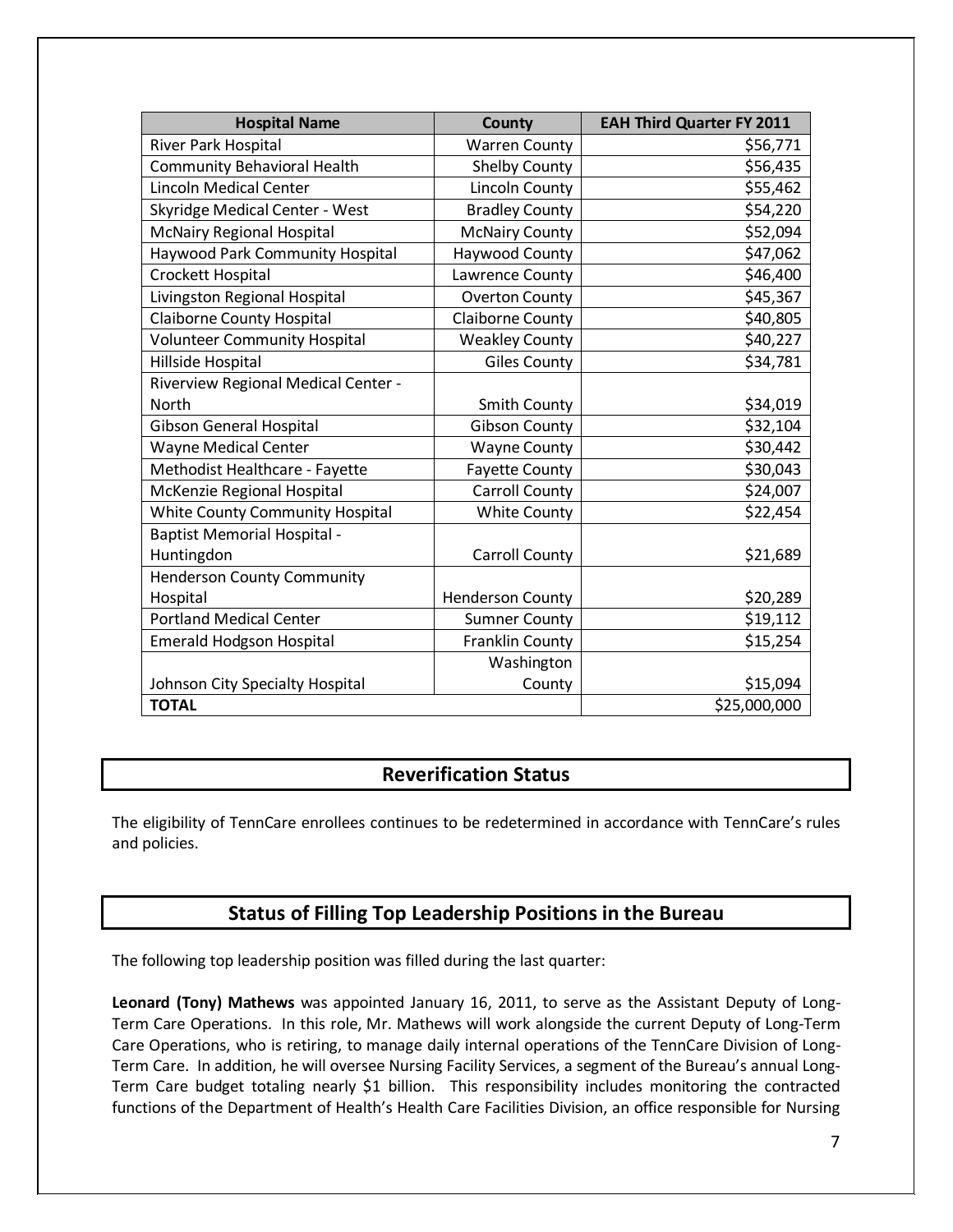| Hospital Name | County | EAH Third Quarter FY 2011 |
|---|---|---|
| River Park Hospital | Warren County | $56,771 |
| Community Behavioral Health | Shelby County | $56,435 |
| Lincoln Medical Center | Lincoln County | $55,462 |
| Skyridge Medical Center - West | Bradley County | $54,220 |
| McNairy Regional Hospital | McNairy County | $52,094 |
| Haywood Park Community Hospital | Haywood County | $47,062 |
| Crockett Hospital | Lawrence County | $46,400 |
| Livingston Regional Hospital | Overton County | $45,367 |
| Claiborne County Hospital | Claiborne County | $40,805 |
| Volunteer Community Hospital | Weakley County | $40,227 |
| Hillside Hospital | Giles County | $34,781 |
| Riverview Regional Medical Center - North | Smith County | $34,019 |
| Gibson General Hospital | Gibson County | $32,104 |
| Wayne Medical Center | Wayne County | $30,442 |
| Methodist Healthcare - Fayette | Fayette County | $30,043 |
| McKenzie Regional Hospital | Carroll County | $24,007 |
| White County Community Hospital | White County | $22,454 |
| Baptist Memorial Hospital - Huntingdon | Carroll County | $21,689 |
| Henderson County Community Hospital | Henderson County | $20,289 |
| Portland Medical Center | Sumner County | $19,112 |
| Emerald Hodgson Hospital | Franklin County | $15,254 |
| Johnson City Specialty Hospital | Washington County | $15,094 |
| **TOTAL** | | $25,000,000 |

## Reverification Status

The eligibility of TennCare enrollees continues to be redetermined in accordance with TennCare's rules and policies.

## Status of Filling Top Leadership Positions in the Bureau

The following top leadership position was filled during the last quarter:

**Leonard (Tony) Mathews** was appointed January 16, 2011, to serve as the Assistant Deputy of Long-Term Care Operations. In this role, Mr. Mathews will work alongside the current Deputy of Long-Term Care Operations, who is retiring, to manage daily internal operations of the TennCare Division of Long-Term Care. In addition, he will oversee Nursing Facility Services, a segment of the Bureau's annual Long-Term Care budget totaling nearly $1 billion. This responsibility includes monitoring the contracted functions of the Department of Health's Health Care Facilities Division, an office responsible for Nursing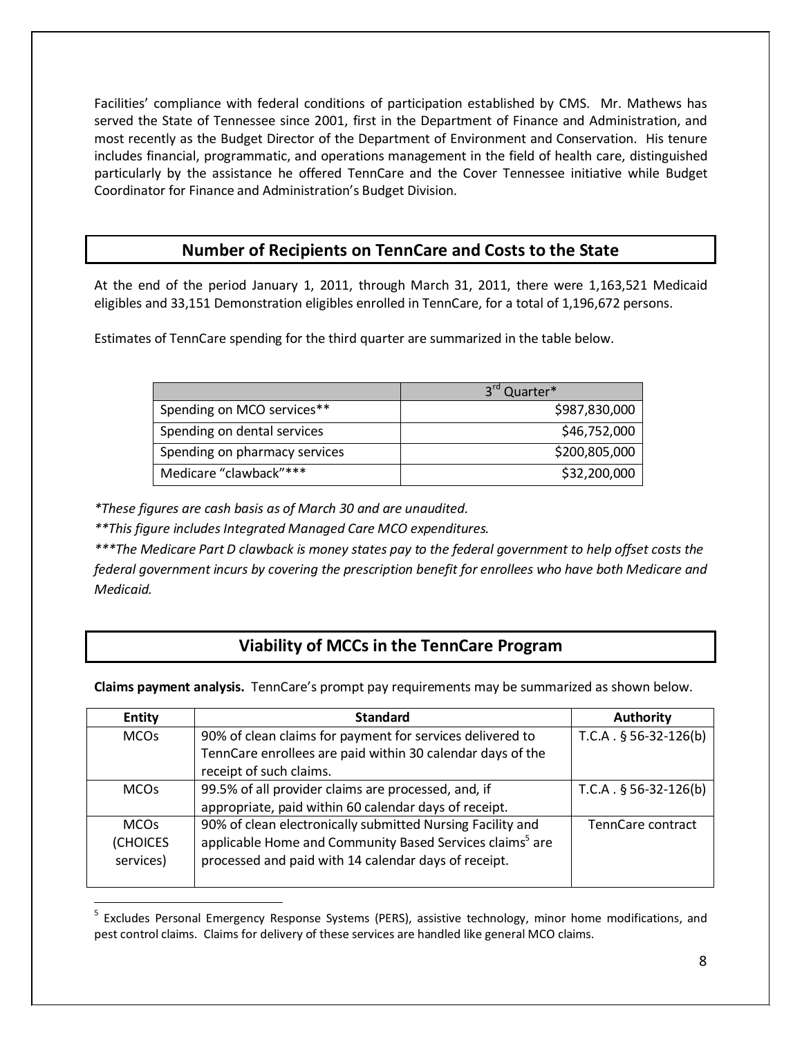Facilities' compliance with federal conditions of participation established by CMS. Mr. Mathews has served the State of Tennessee since 2001, first in the Department of Finance and Administration, and most recently as the Budget Director of the Department of Environment and Conservation. His tenure includes financial, programmatic, and operations management in the field of health care, distinguished particularly by the assistance he offered TennCare and the Cover Tennessee initiative while Budget Coordinator for Finance and Administration's Budget Division.

## Number of Recipients on TennCare and Costs to the State

At the end of the period January 1, 2011, through March 31, 2011, there were 1,163,521 Medicaid eligibles and 33,151 Demonstration eligibles enrolled in TennCare, for a total of 1,196,672 persons.

Estimates of TennCare spending for the third quarter are summarized in the table below.

| | 3rd Quarter* |
|---|---:|
| Spending on MCO services** | \$987,830,000 |
| Spending on dental services | \$46,752,000 |
| Spending on pharmacy services | \$200,805,000 |
| Medicare "clawback"*** | \$32,200,000 |

*\*These figures are cash basis as of March 30 and are unaudited.*

*\*\*This figure includes Integrated Managed Care MCO expenditures.*

*\*\*\*The Medicare Part D clawback is money states pay to the federal government to help offset costs the federal government incurs by covering the prescription benefit for enrollees who have both Medicare and Medicaid.*

## Viability of MCCs in the TennCare Program

**Claims payment analysis.** TennCare's prompt pay requirements may be summarized as shown below.

| Entity | Standard | Authority |
|---|---|---|
| MCOs | 90% of clean claims for payment for services delivered to TennCare enrollees are paid within 30 calendar days of the receipt of such claims. | T.C.A . § 56-32-126(b) |
| MCOs | 99.5% of all provider claims are processed, and, if appropriate, paid within 60 calendar days of receipt. | T.C.A . § 56-32-126(b) |
| MCOs (CHOICES services) | 90% of clean electronically submitted Nursing Facility and applicable Home and Community Based Services claims[5] are processed and paid with 14 calendar days of receipt. | TennCare contract |

[5] Excludes Personal Emergency Response Systems (PERS), assistive technology, minor home modifications, and pest control claims. Claims for delivery of these services are handled like general MCO claims.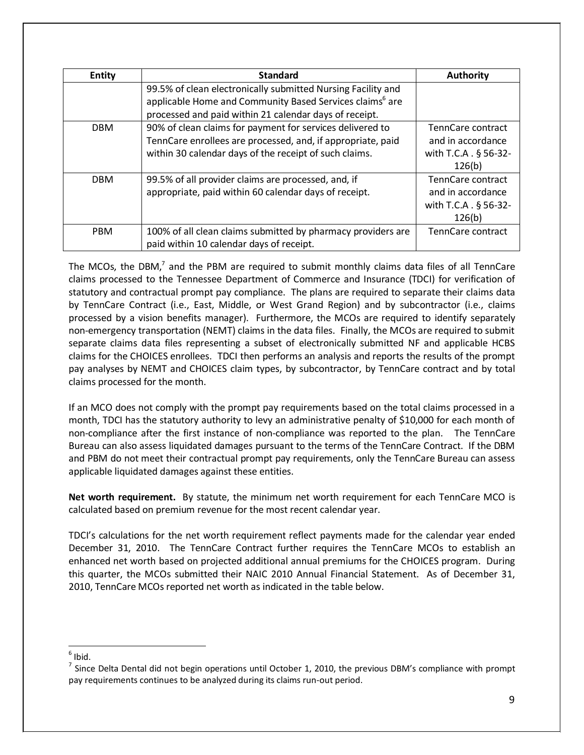| Entity | Standard | Authority |
|---|---|---|
| | 99.5% of clean electronically submitted Nursing Facility and applicable Home and Community Based Services claims[6] are processed and paid within 21 calendar days of receipt. | |
| DBM | 90% of clean claims for payment for services delivered to TennCare enrollees are processed, and, if appropriate, paid within 30 calendar days of the receipt of such claims. | TennCare contract and in accordance with T.C.A . § 56-32-126(b) |
| DBM | 99.5% of all provider claims are processed, and, if appropriate, paid within 60 calendar days of receipt. | TennCare contract and in accordance with T.C.A . § 56-32-126(b) |
| PBM | 100% of all clean claims submitted by pharmacy providers are paid within 10 calendar days of receipt. | TennCare contract |

The MCOs, the DBM,[7] and the PBM are required to submit monthly claims data files of all TennCare claims processed to the Tennessee Department of Commerce and Insurance (TDCI) for verification of statutory and contractual prompt pay compliance. The plans are required to separate their claims data by TennCare Contract (i.e., East, Middle, or West Grand Region) and by subcontractor (i.e., claims processed by a vision benefits manager). Furthermore, the MCOs are required to identify separately non-emergency transportation (NEMT) claims in the data files. Finally, the MCOs are required to submit separate claims data files representing a subset of electronically submitted NF and applicable HCBS claims for the CHOICES enrollees. TDCI then performs an analysis and reports the results of the prompt pay analyses by NEMT and CHOICES claim types, by subcontractor, by TennCare contract and by total claims processed for the month.

If an MCO does not comply with the prompt pay requirements based on the total claims processed in a month, TDCI has the statutory authority to levy an administrative penalty of $10,000 for each month of non-compliance after the first instance of non-compliance was reported to the plan. The TennCare Bureau can also assess liquidated damages pursuant to the terms of the TennCare Contract. If the DBM and PBM do not meet their contractual prompt pay requirements, only the TennCare Bureau can assess applicable liquidated damages against these entities.

**Net worth requirement.** By statute, the minimum net worth requirement for each TennCare MCO is calculated based on premium revenue for the most recent calendar year.

TDCI's calculations for the net worth requirement reflect payments made for the calendar year ended December 31, 2010. The TennCare Contract further requires the TennCare MCOs to establish an enhanced net worth based on projected additional annual premiums for the CHOICES program. During this quarter, the MCOs submitted their NAIC 2010 Annual Financial Statement. As of December 31, 2010, TennCare MCOs reported net worth as indicated in the table below.

---

[6] Ibid.

[7] Since Delta Dental did not begin operations until October 1, 2010, the previous DBM's compliance with prompt pay requirements continues to be analyzed during its claims run-out period.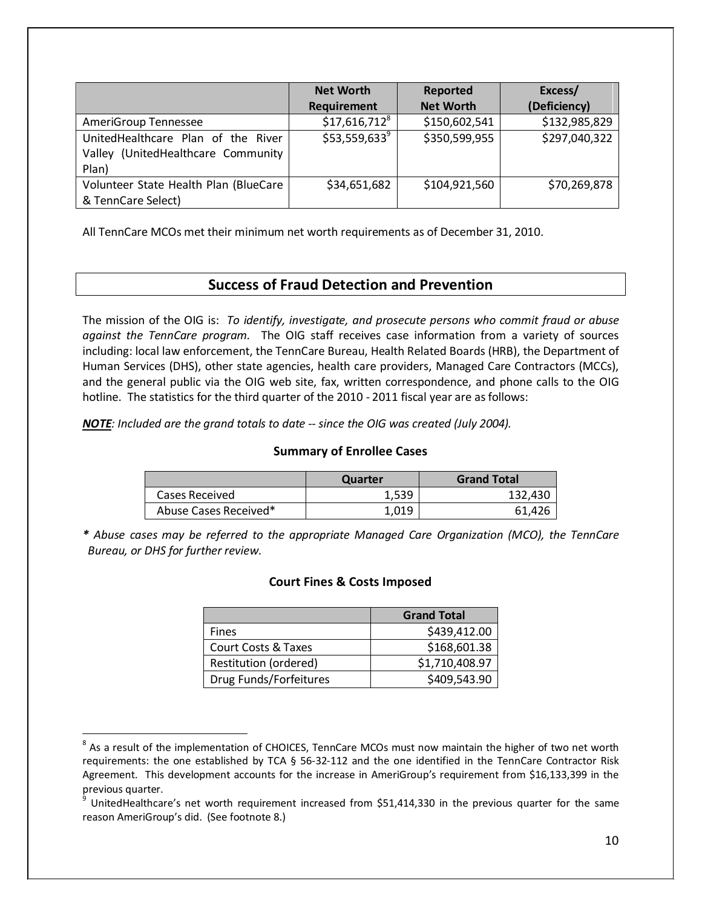| | Net Worth Requirement | Reported Net Worth | Excess/ (Deficiency) |
|---|---|---|---|
| AmeriGroup Tennessee | $17,616,712[8] | $150,602,541 | $132,985,829 |
| UnitedHealthcare Plan of the River Valley (UnitedHealthcare Community Plan) | $53,559,633[9] | $350,599,955 | $297,040,322 |
| Volunteer State Health Plan (BlueCare & TennCare Select) | $34,651,682 | $104,921,560 | $70,269,878 |

All TennCare MCOs met their minimum net worth requirements as of December 31, 2010.

## Success of Fraud Detection and Prevention

The mission of the OIG is: *To identify, investigate, and prosecute persons who commit fraud or abuse against the TennCare program.* The OIG staff receives case information from a variety of sources including: local law enforcement, the TennCare Bureau, Health Related Boards (HRB), the Department of Human Services (DHS), other state agencies, health care providers, Managed Care Contractors (MCCs), and the general public via the OIG web site, fax, written correspondence, and phone calls to the OIG hotline. The statistics for the third quarter of the 2010 - 2011 fiscal year are as follows:

***NOTE****: Included are the grand totals to date -- since the OIG was created (July 2004).*

### Summary of Enrollee Cases

| | Quarter | Grand Total |
|---|---|---|
| Cases Received | 1,539 | 132,430 |
| Abuse Cases Received* | 1,019 | 61,426 |

*\* Abuse cases may be referred to the appropriate Managed Care Organization (MCO), the TennCare Bureau, or DHS for further review.*

### Court Fines & Costs Imposed

| | Grand Total |
|---|---|
| Fines | $439,412.00 |
| Court Costs & Taxes | $168,601.38 |
| Restitution (ordered) | $1,710,408.97 |
| Drug Funds/Forfeitures | $409,543.90 |

---

[8] As a result of the implementation of CHOICES, TennCare MCOs must now maintain the higher of two net worth requirements: the one established by TCA § 56-32-112 and the one identified in the TennCare Contractor Risk Agreement. This development accounts for the increase in AmeriGroup's requirement from $16,133,399 in the previous quarter.

[9] UnitedHealthcare's net worth requirement increased from $51,414,330 in the previous quarter for the same reason AmeriGroup's did. (See footnote 8.)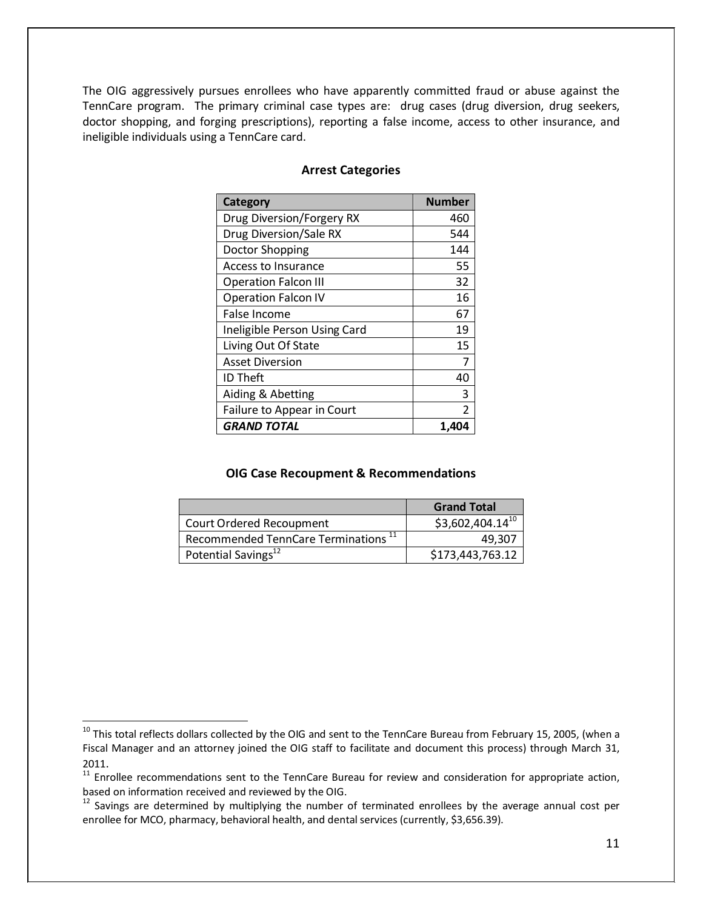The OIG aggressively pursues enrollees who have apparently committed fraud or abuse against the TennCare program. The primary criminal case types are: drug cases (drug diversion, drug seekers, doctor shopping, and forging prescriptions), reporting a false income, access to other insurance, and ineligible individuals using a TennCare card.

### Arrest Categories

| Category | Number |
|---|---|
| Drug Diversion/Forgery RX | 460 |
| Drug Diversion/Sale RX | 544 |
| Doctor Shopping | 144 |
| Access to Insurance | 55 |
| Operation Falcon III | 32 |
| Operation Falcon IV | 16 |
| False Income | 67 |
| Ineligible Person Using Card | 19 |
| Living Out Of State | 15 |
| Asset Diversion | 7 |
| ID Theft | 40 |
| Aiding & Abetting | 3 |
| Failure to Appear in Court | 2 |
| ***GRAND TOTAL*** | **1,404** |

### OIG Case Recoupment & Recommendations

| | Grand Total |
|---|---|
| Court Ordered Recoupment | $3,602,404.14[10] |
| Recommended TennCare Terminations [11] | 49,307 |
| Potential Savings[12] | $173,443,763.12 |

[10] This total reflects dollars collected by the OIG and sent to the TennCare Bureau from February 15, 2005, (when a Fiscal Manager and an attorney joined the OIG staff to facilitate and document this process) through March 31, 2011.

[11] Enrollee recommendations sent to the TennCare Bureau for review and consideration for appropriate action, based on information received and reviewed by the OIG.

[12] Savings are determined by multiplying the number of terminated enrollees by the average annual cost per enrollee for MCO, pharmacy, behavioral health, and dental services (currently, $3,656.39).